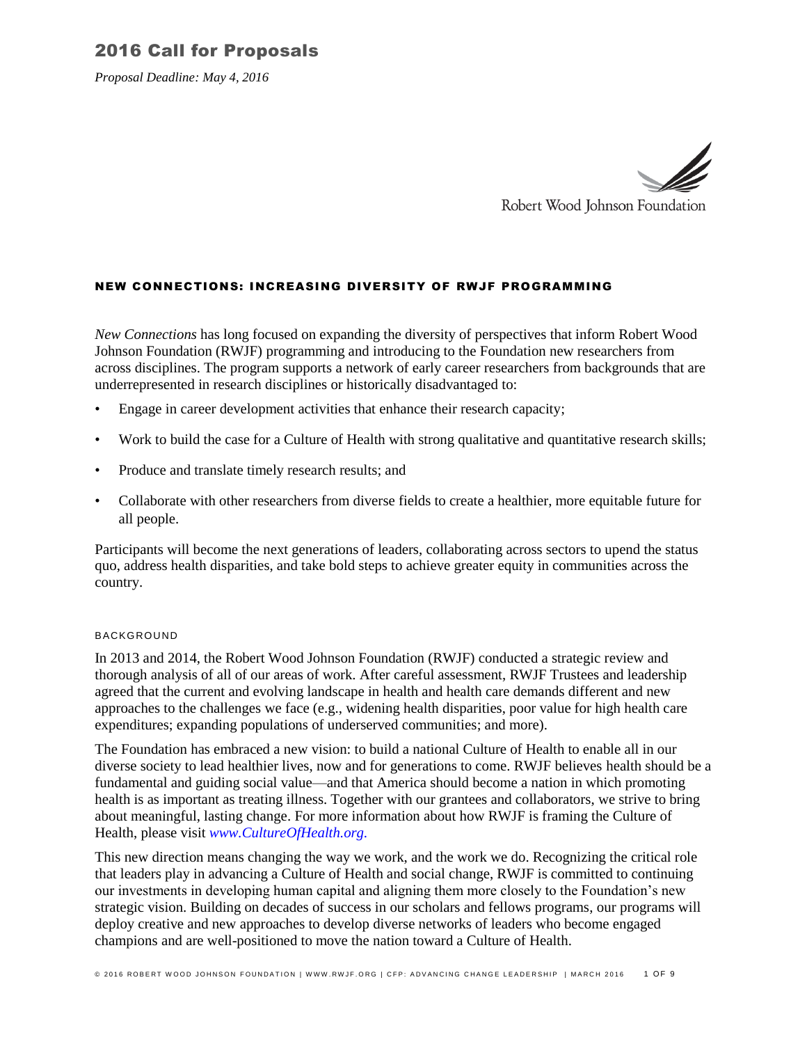# 2016 Call for Proposals

*Proposal Deadline: May 4, 2016*

Robert Wood Johnson Foundation

## NEW CONNECTIONS: INCREASING DIVERSITY OF RWJF PROGRAMMING

*New Connections* has long focused on expanding the diversity of perspectives that inform Robert Wood Johnson Foundation (RWJF) programming and introducing to the Foundation new researchers from across disciplines. The program supports a network of early career researchers from backgrounds that are underrepresented in research disciplines or historically disadvantaged to:

- Engage in career development activities that enhance their research capacity;
- Work to build the case for a Culture of Health with strong qualitative and quantitative research skills;
- Produce and translate timely research results; and
- Collaborate with other researchers from diverse fields to create a healthier, more equitable future for all people.

Participants will become the next generations of leaders, collaborating across sectors to upend the status quo, address health disparities, and take bold steps to achieve greater equity in communities across the country.

### BACKGROUND

In 2013 and 2014, the Robert Wood Johnson Foundation (RWJF) conducted a strategic review and thorough analysis of all of our areas of work. After careful assessment, RWJF Trustees and leadership agreed that the current and evolving landscape in health and health care demands different and new approaches to the challenges we face (e.g., widening health disparities, poor value for high health care expenditures; expanding populations of underserved communities; and more).

The Foundation has embraced a new vision: to build a national Culture of Health to enable all in our diverse society to lead healthier lives, now and for generations to come. RWJF believes health should be a fundamental and guiding social value—and that America should become a nation in which promoting health is as important as treating illness. Together with our grantees and collaborators, we strive to bring about meaningful, lasting change. For more information about how RWJF is framing the Culture of Health, please visit *www.CultureOfHealth.org*.

This new direction means changing the way we work, and the work we do. Recognizing the critical role that leaders play in advancing a Culture of Health and social change, RWJF is committed to continuing our investments in developing human capital and aligning them more closely to the Foundation's new strategic vision. Building on decades of success in our scholars and fellows programs, our programs will deploy creative and new approaches to develop diverse networks of leaders who become engaged champions and are well-positioned to move the nation toward a Culture of Health.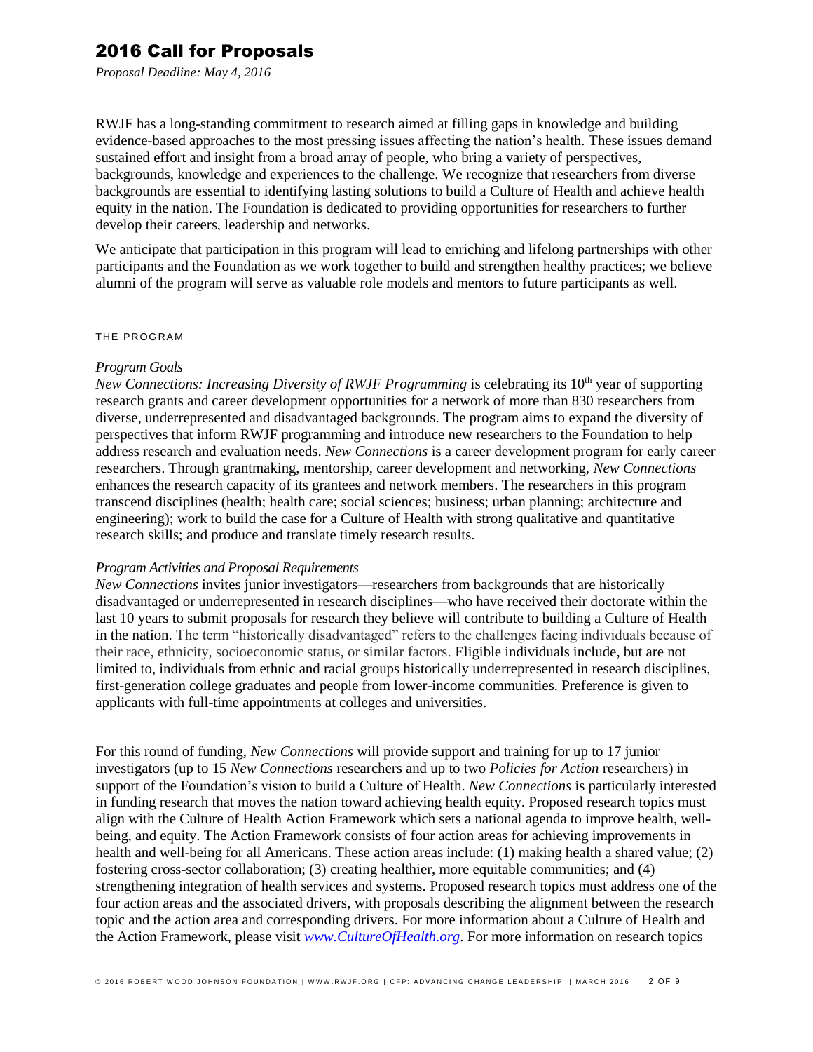# 2016 Call for Proposals

*Proposal Deadline: May 4, 2016*

RWJF has a long-standing commitment to research aimed at filling gaps in knowledge and building evidence-based approaches to the most pressing issues affecting the nation's health. These issues demand sustained effort and insight from a broad array of people, who bring a variety of perspectives, backgrounds, knowledge and experiences to the challenge. We recognize that researchers from diverse backgrounds are essential to identifying lasting solutions to build a Culture of Health and achieve health equity in the nation. The Foundation is dedicated to providing opportunities for researchers to further develop their careers, leadership and networks.

We anticipate that participation in this program will lead to enriching and lifelong partnerships with other participants and the Foundation as we work together to build and strengthen healthy practices; we believe alumni of the program will serve as valuable role models and mentors to future participants as well.

## THE PROGRAM

### *Program Goals*

*New Connections: Increasing Diversity of RWJF Programming* is celebrating its 10th year of supporting research grants and career development opportunities for a network of more than 830 researchers from diverse, underrepresented and disadvantaged backgrounds. The program aims to expand the diversity of perspectives that inform RWJF programming and introduce new researchers to the Foundation to help address research and evaluation needs. *New Connections* is a career development program for early career researchers. Through grantmaking, mentorship, career development and networking, *New Connections* enhances the research capacity of its grantees and network members. The researchers in this program transcend disciplines (health; health care; social sciences; business; urban planning; architecture and engineering); work to build the case for a Culture of Health with strong qualitative and quantitative research skills; and produce and translate timely research results.

### *Program Activities and Proposal Requirements*

*New Connections* invites junior investigators—researchers from backgrounds that are historically disadvantaged or underrepresented in research disciplines—who have received their doctorate within the last 10 years to submit proposals for research they believe will contribute to building a Culture of Health in the nation. The term "historically disadvantaged" refers to the challenges facing individuals because of their race, ethnicity, socioeconomic status, or similar factors. Eligible individuals include, but are not limited to, individuals from ethnic and racial groups historically underrepresented in research disciplines, first-generation college graduates and people from lower-income communities. Preference is given to applicants with full-time appointments at colleges and universities.

For this round of funding, *New Connections* will provide support and training for up to 17 junior investigators (up to 15 *New Connections* researchers and up to two *Policies for Action* researchers) in support of the Foundation's vision to build a Culture of Health. *New Connections* is particularly interested in funding research that moves the nation toward achieving health equity. Proposed research topics must align with the Culture of Health Action Framework which sets a national agenda to improve health, well-being, and equity. The Action Framework consists of four action areas for achieving improvements in health and well-being for all Americans. These action areas include: (1) making health a shared value; (2) fostering cross-sector collaboration; (3) creating healthier, more equitable communities; and (4) strengthening integration of health services and systems. Proposed research topics must address one of the four action areas and the associated drivers, with proposals describing the alignment between the research topic and the action area and corresponding drivers. For more information about a Culture of Health and the Action Framework, please visit *www.CultureOfHealth.org*. For more information on research topics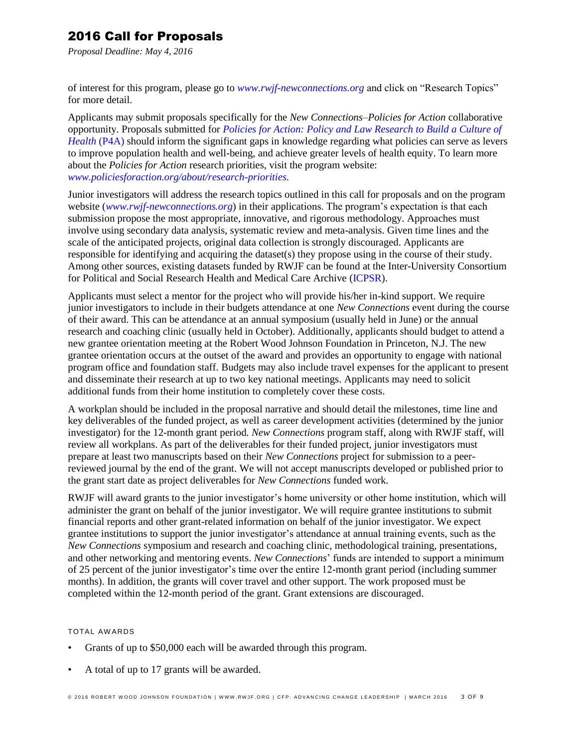of interest for this program, please go to *www.rwjf-newconnections.org* and click on "Research Topics" for more detail.

Applicants may submit proposals specifically for the *New Connections–Policies for Action* collaborative opportunity. Proposals submitted for *Policies for Action: Policy and Law Research to Build a Culture of Health* (P4A) should inform the significant gaps in knowledge regarding what policies can serve as levers to improve population health and well-being, and achieve greater levels of health equity. To learn more about the *Policies for Action* research priorities, visit the program website: *www.policiesforaction.org/about/research-priorities.*

Junior investigators will address the research topics outlined in this call for proposals and on the program website (*www.rwjf-newconnections.org*) in their applications. The program's expectation is that each submission propose the most appropriate, innovative, and rigorous methodology. Approaches must involve using secondary data analysis, systematic review and meta-analysis. Given time lines and the scale of the anticipated projects, original data collection is strongly discouraged. Applicants are responsible for identifying and acquiring the dataset(s) they propose using in the course of their study. Among other sources, existing datasets funded by RWJF can be found at the Inter-University Consortium for Political and Social Research Health and Medical Care Archive (ICPSR).

Applicants must select a mentor for the project who will provide his/her in-kind support. We require junior investigators to include in their budgets attendance at one *New Connections* event during the course of their award. This can be attendance at an annual symposium (usually held in June) or the annual research and coaching clinic (usually held in October). Additionally, applicants should budget to attend a new grantee orientation meeting at the Robert Wood Johnson Foundation in Princeton, N.J. The new grantee orientation occurs at the outset of the award and provides an opportunity to engage with national program office and foundation staff. Budgets may also include travel expenses for the applicant to present and disseminate their research at up to two key national meetings. Applicants may need to solicit additional funds from their home institution to completely cover these costs.

A workplan should be included in the proposal narrative and should detail the milestones, time line and key deliverables of the funded project, as well as career development activities (determined by the junior investigator) for the 12-month grant period. *New Connections* program staff, along with RWJF staff, will review all workplans. As part of the deliverables for their funded project, junior investigators must prepare at least two manuscripts based on their *New Connections* project for submission to a peer-reviewed journal by the end of the grant. We will not accept manuscripts developed or published prior to the grant start date as project deliverables for *New Connections* funded work.

RWJF will award grants to the junior investigator's home university or other home institution, which will administer the grant on behalf of the junior investigator. We will require grantee institutions to submit financial reports and other grant-related information on behalf of the junior investigator. We expect grantee institutions to support the junior investigator's attendance at annual training events, such as the *New Connections* symposium and research and coaching clinic, methodological training, presentations, and other networking and mentoring events. *New Connections*' funds are intended to support a minimum of 25 percent of the junior investigator's time over the entire 12-month grant period (including summer months). In addition, the grants will cover travel and other support. The work proposed must be completed within the 12-month period of the grant. Grant extensions are discouraged.

### TOTAL AWARDS

- Grants of up to $50,000 each will be awarded through this program.
- A total of up to 17 grants will be awarded.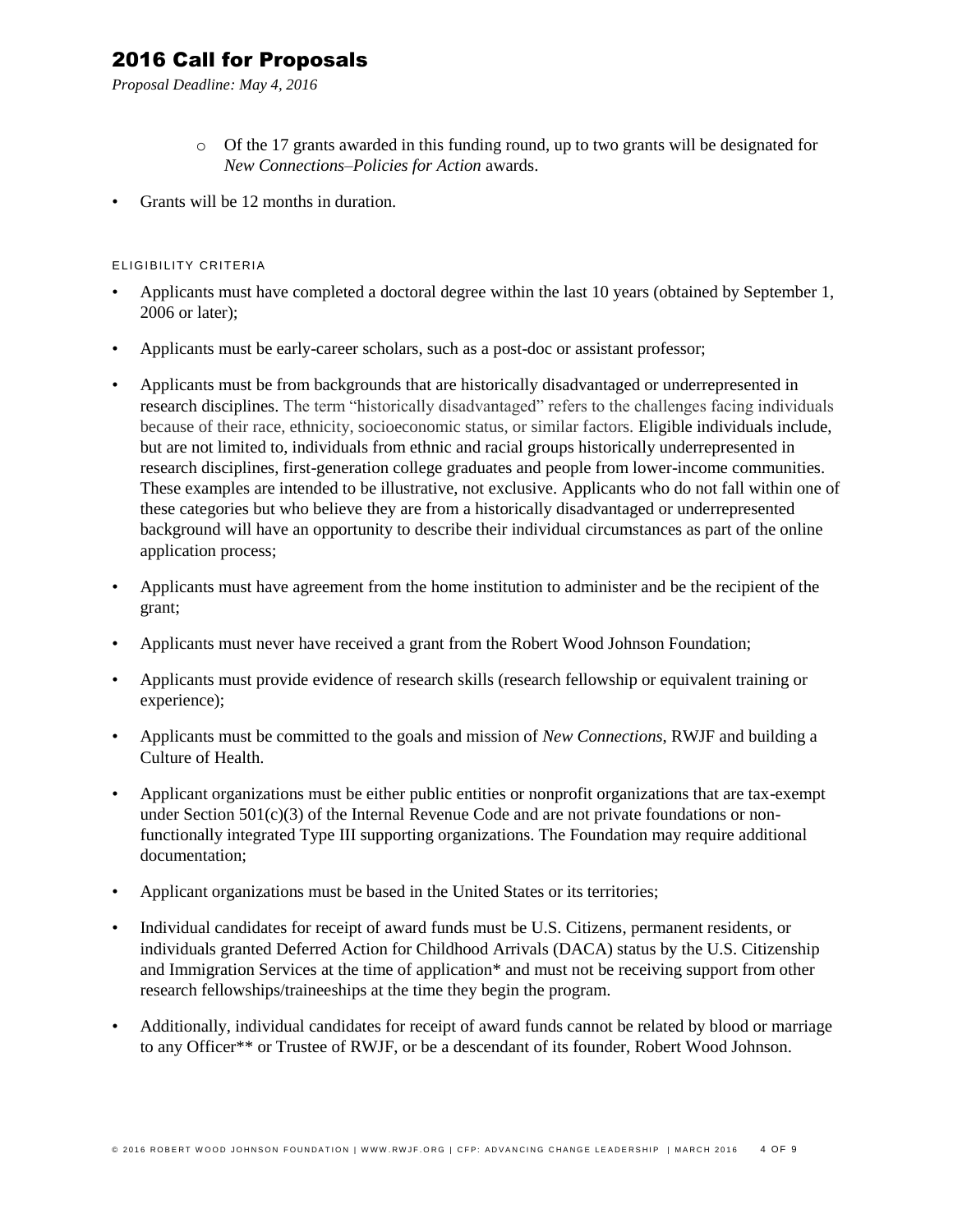- Of the 17 grants awarded in this funding round, up to two grants will be designated for *New Connections–Policies for Action* awards.

- Grants will be 12 months in duration.

### ELIGIBILITY CRITERIA

- Applicants must have completed a doctoral degree within the last 10 years (obtained by September 1, 2006 or later);
- Applicants must be early-career scholars, such as a post-doc or assistant professor;
- Applicants must be from backgrounds that are historically disadvantaged or underrepresented in research disciplines. The term "historically disadvantaged" refers to the challenges facing individuals because of their race, ethnicity, socioeconomic status, or similar factors. Eligible individuals include, but are not limited to, individuals from ethnic and racial groups historically underrepresented in research disciplines, first-generation college graduates and people from lower-income communities. These examples are intended to be illustrative, not exclusive. Applicants who do not fall within one of these categories but who believe they are from a historically disadvantaged or underrepresented background will have an opportunity to describe their individual circumstances as part of the online application process;
- Applicants must have agreement from the home institution to administer and be the recipient of the grant;
- Applicants must never have received a grant from the Robert Wood Johnson Foundation;
- Applicants must provide evidence of research skills (research fellowship or equivalent training or experience);
- Applicants must be committed to the goals and mission of *New Connections*, RWJF and building a Culture of Health.
- Applicant organizations must be either public entities or nonprofit organizations that are tax-exempt under Section 501(c)(3) of the Internal Revenue Code and are not private foundations or non-functionally integrated Type III supporting organizations. The Foundation may require additional documentation;
- Applicant organizations must be based in the United States or its territories;
- Individual candidates for receipt of award funds must be U.S. Citizens, permanent residents, or individuals granted Deferred Action for Childhood Arrivals (DACA) status by the U.S. Citizenship and Immigration Services at the time of application* and must not be receiving support from other research fellowships/traineeships at the time they begin the program.
- Additionally, individual candidates for receipt of award funds cannot be related by blood or marriage to any Officer** or Trustee of RWJF, or be a descendant of its founder, Robert Wood Johnson.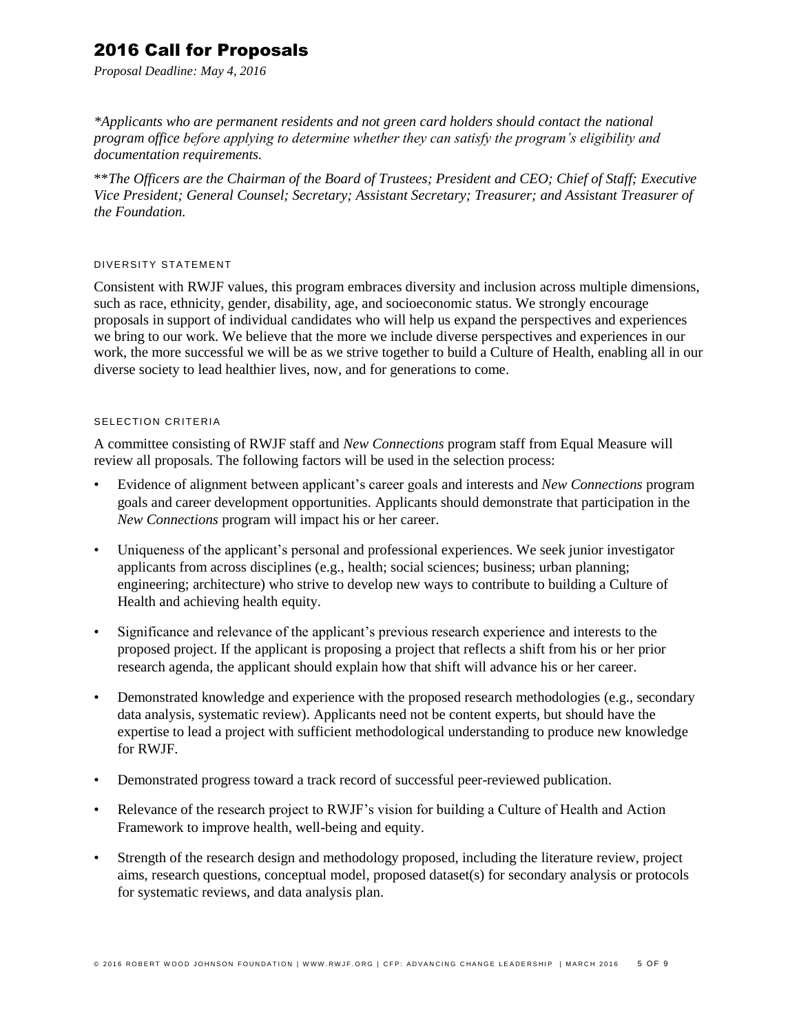# 2016 Call for Proposals

*Proposal Deadline: May 4, 2016*

*\*Applicants who are permanent residents and not green card holders should contact the national program office before applying to determine whether they can satisfy the program's eligibility and documentation requirements.*

*\*\*The Officers are the Chairman of the Board of Trustees; President and CEO; Chief of Staff; Executive Vice President; General Counsel; Secretary; Assistant Secretary; Treasurer; and Assistant Treasurer of the Foundation.*

### DIVERSITY STATEMENT

Consistent with RWJF values, this program embraces diversity and inclusion across multiple dimensions, such as race, ethnicity, gender, disability, age, and socioeconomic status. We strongly encourage proposals in support of individual candidates who will help us expand the perspectives and experiences we bring to our work. We believe that the more we include diverse perspectives and experiences in our work, the more successful we will be as we strive together to build a Culture of Health, enabling all in our diverse society to lead healthier lives, now, and for generations to come.

### SELECTION CRITERIA

A committee consisting of RWJF staff and *New Connections* program staff from Equal Measure will review all proposals. The following factors will be used in the selection process:

- Evidence of alignment between applicant's career goals and interests and *New Connections* program goals and career development opportunities. Applicants should demonstrate that participation in the *New Connections* program will impact his or her career.
- Uniqueness of the applicant's personal and professional experiences. We seek junior investigator applicants from across disciplines (e.g., health; social sciences; business; urban planning; engineering; architecture) who strive to develop new ways to contribute to building a Culture of Health and achieving health equity.
- Significance and relevance of the applicant's previous research experience and interests to the proposed project. If the applicant is proposing a project that reflects a shift from his or her prior research agenda, the applicant should explain how that shift will advance his or her career.
- Demonstrated knowledge and experience with the proposed research methodologies (e.g., secondary data analysis, systematic review). Applicants need not be content experts, but should have the expertise to lead a project with sufficient methodological understanding to produce new knowledge for RWJF.
- Demonstrated progress toward a track record of successful peer-reviewed publication.
- Relevance of the research project to RWJF's vision for building a Culture of Health and Action Framework to improve health, well-being and equity.
- Strength of the research design and methodology proposed, including the literature review, project aims, research questions, conceptual model, proposed dataset(s) for secondary analysis or protocols for systematic reviews, and data analysis plan.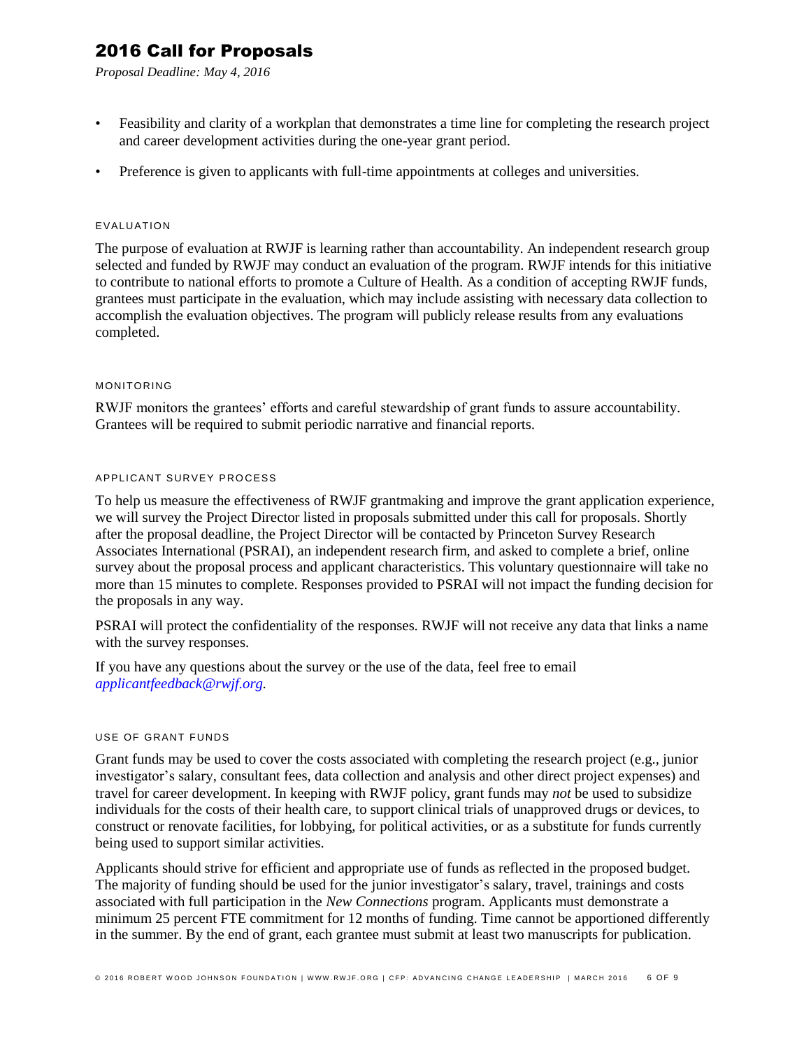- Feasibility and clarity of a workplan that demonstrates a time line for completing the research project and career development activities during the one-year grant period.
- Preference is given to applicants with full-time appointments at colleges and universities.

### EVALUATION

The purpose of evaluation at RWJF is learning rather than accountability. An independent research group selected and funded by RWJF may conduct an evaluation of the program. RWJF intends for this initiative to contribute to national efforts to promote a Culture of Health. As a condition of accepting RWJF funds, grantees must participate in the evaluation, which may include assisting with necessary data collection to accomplish the evaluation objectives. The program will publicly release results from any evaluations completed.

### MONITORING

RWJF monitors the grantees' efforts and careful stewardship of grant funds to assure accountability. Grantees will be required to submit periodic narrative and financial reports.

### APPLICANT SURVEY PROCESS

To help us measure the effectiveness of RWJF grantmaking and improve the grant application experience, we will survey the Project Director listed in proposals submitted under this call for proposals. Shortly after the proposal deadline, the Project Director will be contacted by Princeton Survey Research Associates International (PSRAI), an independent research firm, and asked to complete a brief, online survey about the proposal process and applicant characteristics. This voluntary questionnaire will take no more than 15 minutes to complete. Responses provided to PSRAI will not impact the funding decision for the proposals in any way.

PSRAI will protect the confidentiality of the responses. RWJF will not receive any data that links a name with the survey responses.

If you have any questions about the survey or the use of the data, feel free to email *applicantfeedback@rwjf.org*.

### USE OF GRANT FUNDS

Grant funds may be used to cover the costs associated with completing the research project (e.g., junior investigator's salary, consultant fees, data collection and analysis and other direct project expenses) and travel for career development. In keeping with RWJF policy, grant funds may *not* be used to subsidize individuals for the costs of their health care, to support clinical trials of unapproved drugs or devices, to construct or renovate facilities, for lobbying, for political activities, or as a substitute for funds currently being used to support similar activities.

Applicants should strive for efficient and appropriate use of funds as reflected in the proposed budget. The majority of funding should be used for the junior investigator's salary, travel, trainings and costs associated with full participation in the *New Connections* program. Applicants must demonstrate a minimum 25 percent FTE commitment for 12 months of funding. Time cannot be apportioned differently in the summer. By the end of grant, each grantee must submit at least two manuscripts for publication.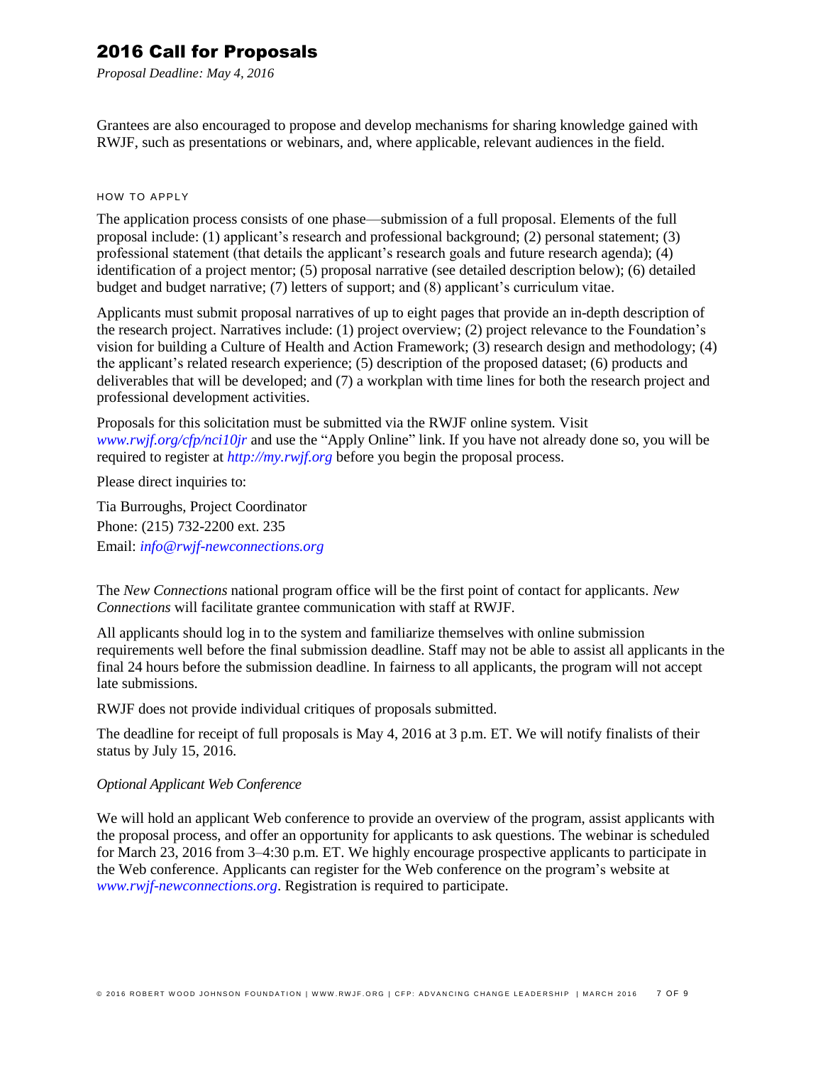Grantees are also encouraged to propose and develop mechanisms for sharing knowledge gained with RWJF, such as presentations or webinars, and, where applicable, relevant audiences in the field.

## HOW TO APPLY

The application process consists of one phase—submission of a full proposal. Elements of the full proposal include: (1) applicant's research and professional background; (2) personal statement; (3) professional statement (that details the applicant's research goals and future research agenda); (4) identification of a project mentor; (5) proposal narrative (see detailed description below); (6) detailed budget and budget narrative; (7) letters of support; and (8) applicant's curriculum vitae.

Applicants must submit proposal narratives of up to eight pages that provide an in-depth description of the research project. Narratives include: (1) project overview; (2) project relevance to the Foundation's vision for building a Culture of Health and Action Framework; (3) research design and methodology; (4) the applicant's related research experience; (5) description of the proposed dataset; (6) products and deliverables that will be developed; and (7) a workplan with time lines for both the research project and professional development activities.

Proposals for this solicitation must be submitted via the RWJF online system. Visit *www.rwjf.org/cfp/nci10jr* and use the "Apply Online" link. If you have not already done so, you will be required to register at *http://my.rwjf.org* before you begin the proposal process.

Please direct inquiries to:

Tia Burroughs, Project Coordinator
Phone: (215) 732-2200 ext. 235
Email: *info@rwjf-newconnections.org*

The *New Connections* national program office will be the first point of contact for applicants. *New Connections* will facilitate grantee communication with staff at RWJF.

All applicants should log in to the system and familiarize themselves with online submission requirements well before the final submission deadline. Staff may not be able to assist all applicants in the final 24 hours before the submission deadline. In fairness to all applicants, the program will not accept late submissions.

RWJF does not provide individual critiques of proposals submitted.

The deadline for receipt of full proposals is May 4, 2016 at 3 p.m. ET. We will notify finalists of their status by July 15, 2016.

*Optional Applicant Web Conference*

We will hold an applicant Web conference to provide an overview of the program, assist applicants with the proposal process, and offer an opportunity for applicants to ask questions. The webinar is scheduled for March 23, 2016 from 3–4:30 p.m. ET. We highly encourage prospective applicants to participate in the Web conference. Applicants can register for the Web conference on the program's website at *www.rwjf-newconnections.org*. Registration is required to participate.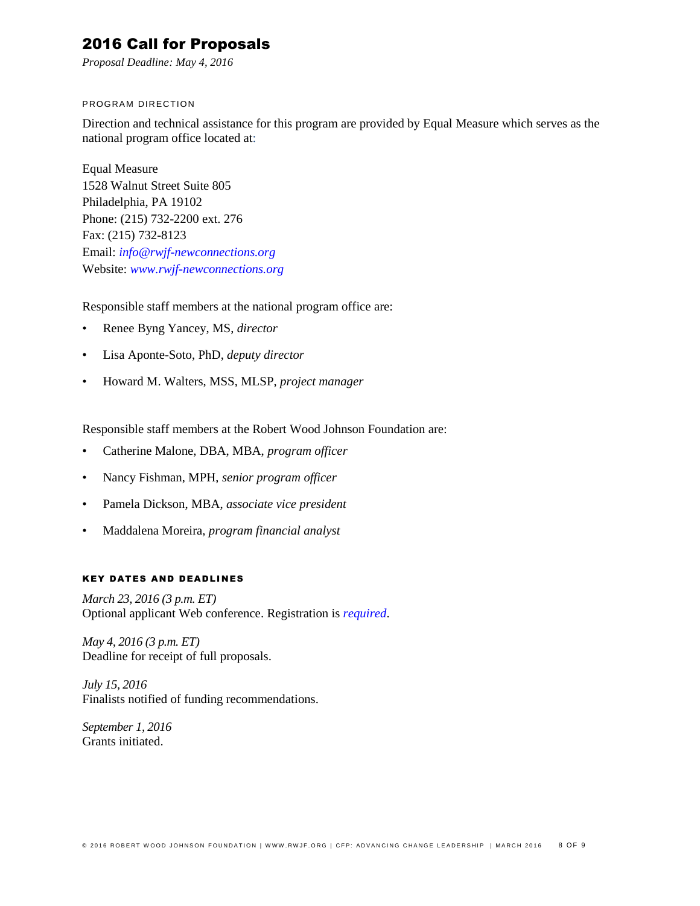## 2016 Call for Proposals

*Proposal Deadline: May 4, 2016*

### PROGRAM DIRECTION

Direction and technical assistance for this program are provided by Equal Measure which serves as the national program office located at:

Equal Measure
1528 Walnut Street Suite 805
Philadelphia, PA 19102
Phone: (215) 732-2200 ext. 276
Fax: (215) 732-8123
Email: *info@rwjf-newconnections.org*
Website: *www.rwjf-newconnections.org*

Responsible staff members at the national program office are:

- Renee Byng Yancey, MS, *director*
- Lisa Aponte-Soto, PhD, *deputy director*
- Howard M. Walters, MSS, MLSP, *project manager*

Responsible staff members at the Robert Wood Johnson Foundation are:

- Catherine Malone, DBA, MBA, *program officer*
- Nancy Fishman, MPH, *senior program officer*
- Pamela Dickson, MBA, *associate vice president*
- Maddalena Moreira, *program financial analyst*

### KEY DATES AND DEADLINES

*March 23, 2016 (3 p.m. ET)*
Optional applicant Web conference. Registration is *required*.

*May 4, 2016 (3 p.m. ET)*
Deadline for receipt of full proposals.

*July 15, 2016*
Finalists notified of funding recommendations.

*September 1, 2016*
Grants initiated.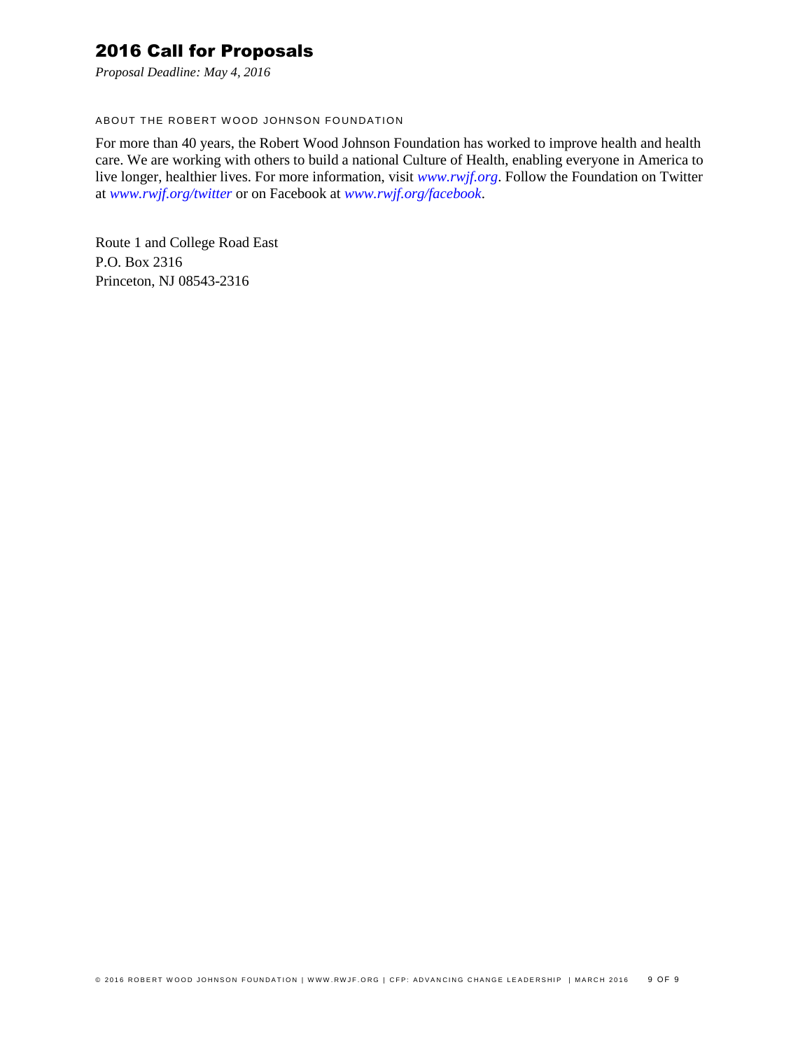## 2016 Call for Proposals

*Proposal Deadline: May 4, 2016*

ABOUT THE ROBERT WOOD JOHNSON FOUNDATION

For more than 40 years, the Robert Wood Johnson Foundation has worked to improve health and health care. We are working with others to build a national Culture of Health, enabling everyone in America to live longer, healthier lives. For more information, visit *www.rwjf.org*. Follow the Foundation on Twitter at *www.rwjf.org/twitter* or on Facebook at *www.rwjf.org/facebook*.

Route 1 and College Road East
P.O. Box 2316
Princeton, NJ 08543-2316